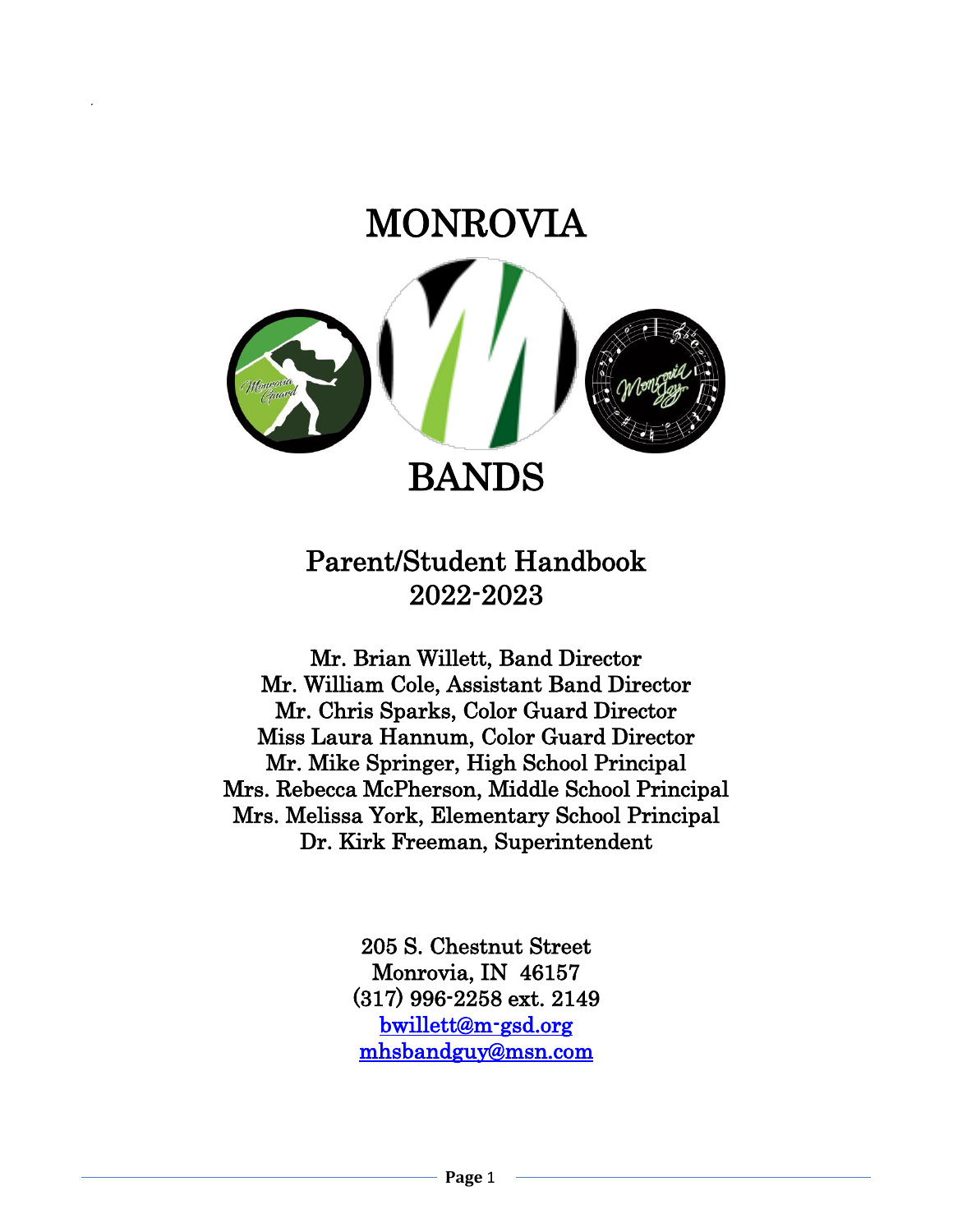# MONROVIA

# BANDS

## Parent/Student Handbook
## 2022-2023

Mr. Brian Willett, Band Director
Mr. William Cole, Assistant Band Director
Mr. Chris Sparks, Color Guard Director
Miss Laura Hannum, Color Guard Director
Mr. Mike Springer, High School Principal
Mrs. Rebecca McPherson, Middle School Principal
Mrs. Melissa York, Elementary School Principal
Dr. Kirk Freeman, Superintendent

205 S. Chestnut Street
Monrovia, IN 46157
(317) 996-2258 ext. 2149
bwillett@m-gsd.org
mhsbandguy@msn.com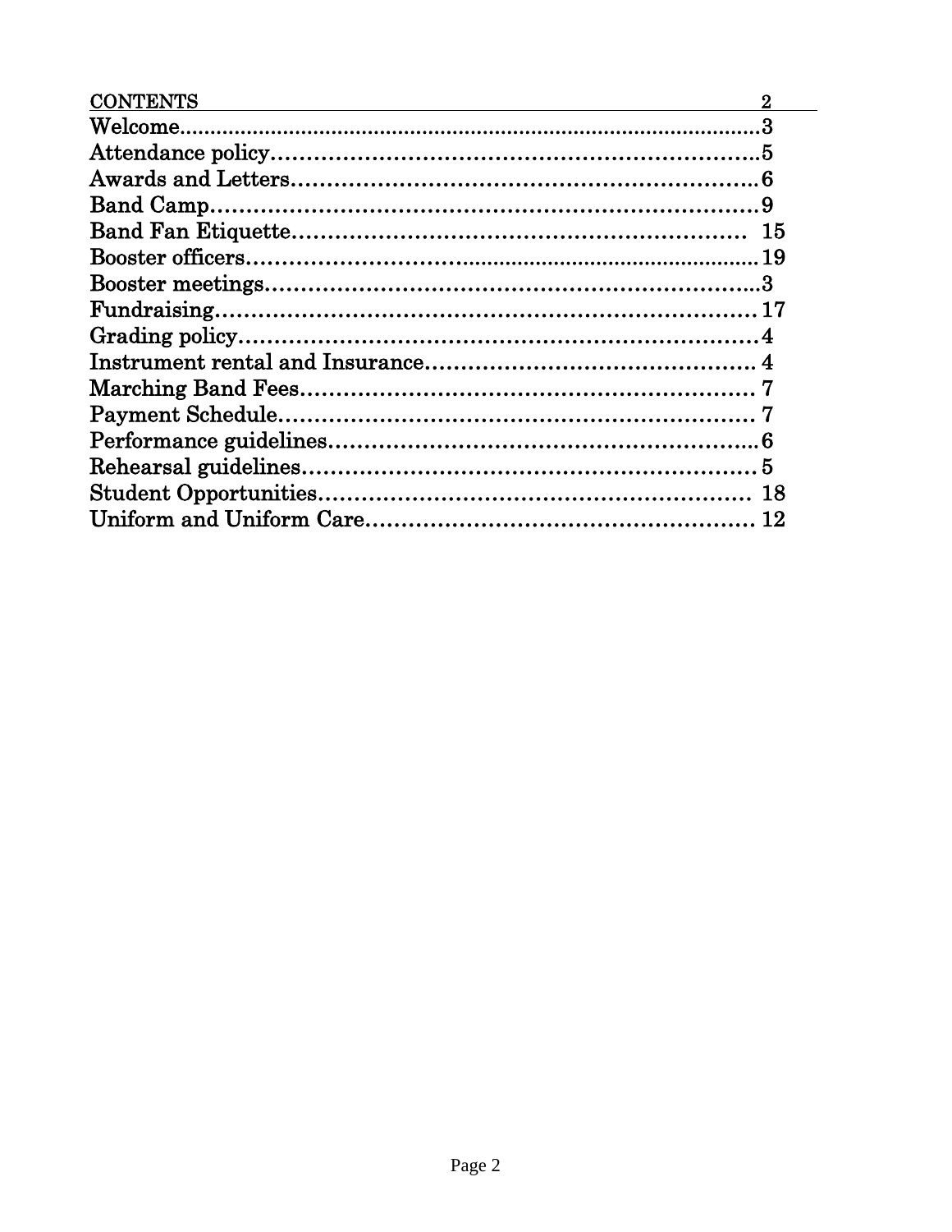# CONTENTS 2

Welcome......................................................................................3
Attendance policy..........................................................................5
Awards and Letters........................................................................6
Band Camp.....................................................................................9
Band Fan Etiquette........................................................................ 15
Booster officers.............................................................................19
Booster meetings............................................................................3
Fundraising...................................................................................17
Grading policy................................................................................4
Instrument rental and Insurance.....................................................4
Marching Band Fees.......................................................................7
Payment Schedule..........................................................................7
Performance guidelines..................................................................6
Rehearsal guidelines......................................................................5
Student Opportunities.................................................................... 18
Uniform and Uniform Care.............................................................12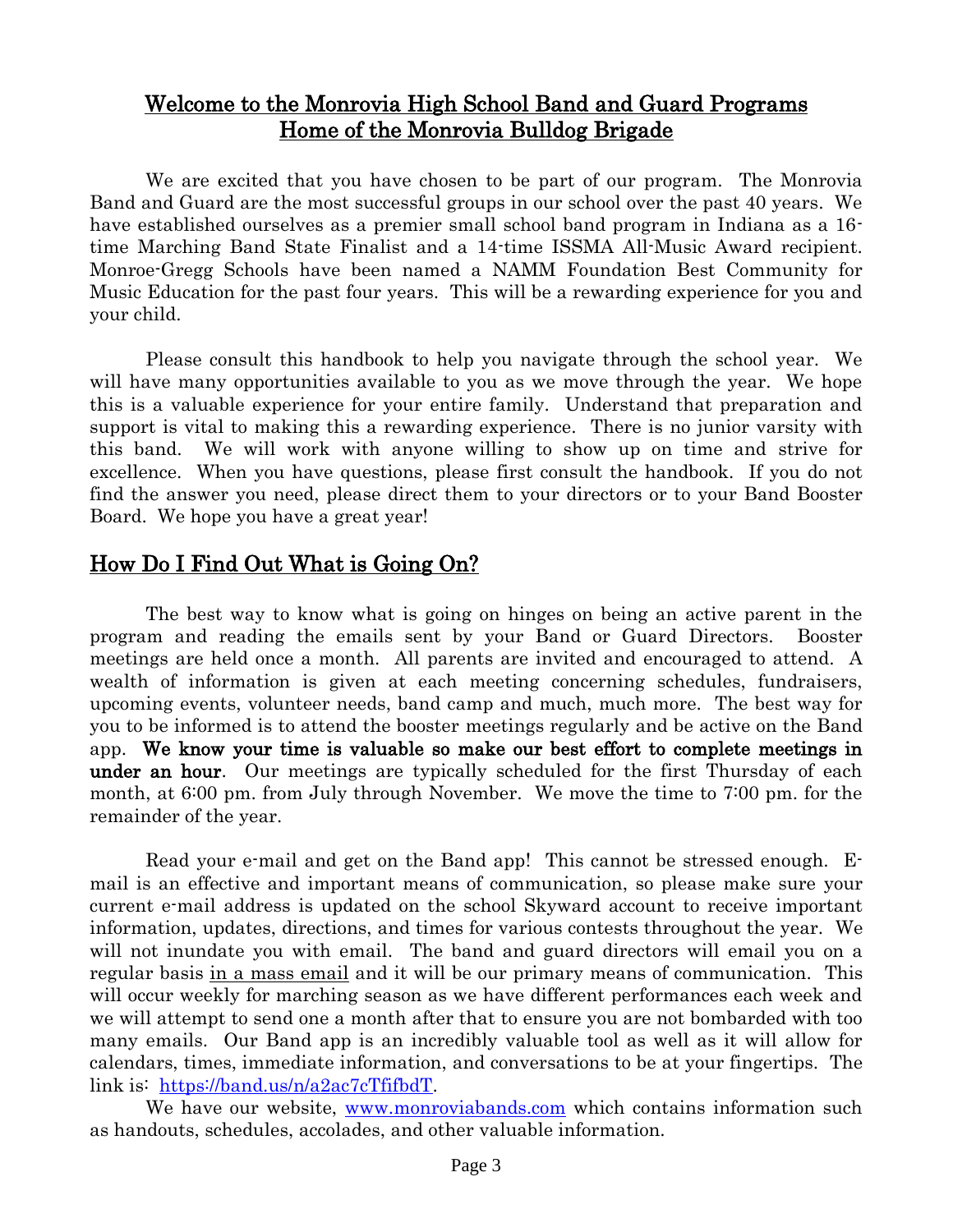## Welcome to the Monrovia High School Band and Guard Programs
## Home of the Monrovia Bulldog Brigade

We are excited that you have chosen to be part of our program. The Monrovia Band and Guard are the most successful groups in our school over the past 40 years. We have established ourselves as a premier small school band program in Indiana as a 16-time Marching Band State Finalist and a 14-time ISSMA All-Music Award recipient. Monroe-Gregg Schools have been named a NAMM Foundation Best Community for Music Education for the past four years. This will be a rewarding experience for you and your child.

Please consult this handbook to help you navigate through the school year. We will have many opportunities available to you as we move through the year. We hope this is a valuable experience for your entire family. Understand that preparation and support is vital to making this a rewarding experience. There is no junior varsity with this band. We will work with anyone willing to show up on time and strive for excellence. When you have questions, please first consult the handbook. If you do not find the answer you need, please direct them to your directors or to your Band Booster Board. We hope you have a great year!

## How Do I Find Out What is Going On?

The best way to know what is going on hinges on being an active parent in the program and reading the emails sent by your Band or Guard Directors. Booster meetings are held once a month. All parents are invited and encouraged to attend. A wealth of information is given at each meeting concerning schedules, fundraisers, upcoming events, volunteer needs, band camp and much, much more. The best way for you to be informed is to attend the booster meetings regularly and be active on the Band app. **We know your time is valuable so make our best effort to complete meetings in under an hour**. Our meetings are typically scheduled for the first Thursday of each month, at 6:00 pm. from July through November. We move the time to 7:00 pm. for the remainder of the year.

Read your e-mail and get on the Band app! This cannot be stressed enough. E-mail is an effective and important means of communication, so please make sure your current e-mail address is updated on the school Skyward account to receive important information, updates, directions, and times for various contests throughout the year. We will not inundate you with email. The band and guard directors will email you on a regular basis in a mass email and it will be our primary means of communication. This will occur weekly for marching season as we have different performances each week and we will attempt to send one a month after that to ensure you are not bombarded with too many emails. Our Band app is an incredibly valuable tool as well as it will allow for calendars, times, immediate information, and conversations to be at your fingertips. The link is: https://band.us/n/a2ac7cTfifbdT.

We have our website, www.monroviabands.com which contains information such as handouts, schedules, accolades, and other valuable information.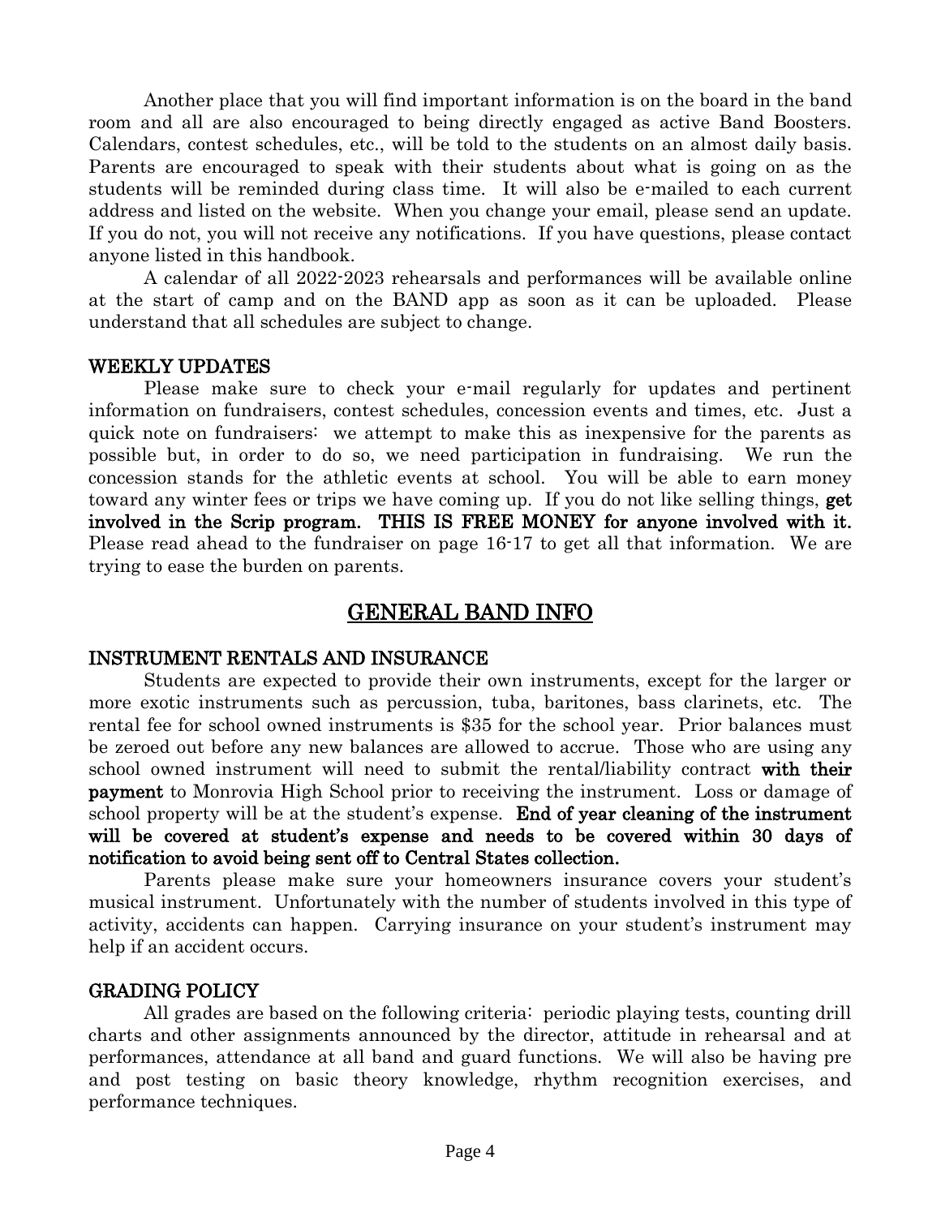Another place that you will find important information is on the board in the band room and all are also encouraged to being directly engaged as active Band Boosters. Calendars, contest schedules, etc., will be told to the students on an almost daily basis. Parents are encouraged to speak with their students about what is going on as the students will be reminded during class time. It will also be e-mailed to each current address and listed on the website. When you change your email, please send an update. If you do not, you will not receive any notifications. If you have questions, please contact anyone listed in this handbook.

A calendar of all 2022-2023 rehearsals and performances will be available online at the start of camp and on the BAND app as soon as it can be uploaded. Please understand that all schedules are subject to change.

### WEEKLY UPDATES

Please make sure to check your e-mail regularly for updates and pertinent information on fundraisers, contest schedules, concession events and times, etc. Just a quick note on fundraisers: we attempt to make this as inexpensive for the parents as possible but, in order to do so, we need participation in fundraising. We run the concession stands for the athletic events at school. You will be able to earn money toward any winter fees or trips we have coming up. If you do not like selling things, **get involved in the Scrip program. THIS IS FREE MONEY for anyone involved with it.** Please read ahead to the fundraiser on page 16-17 to get all that information. We are trying to ease the burden on parents.

## GENERAL BAND INFO

### INSTRUMENT RENTALS AND INSURANCE

Students are expected to provide their own instruments, except for the larger or more exotic instruments such as percussion, tuba, baritones, bass clarinets, etc. The rental fee for school owned instruments is $35 for the school year. Prior balances must be zeroed out before any new balances are allowed to accrue. Those who are using any school owned instrument will need to submit the rental/liability contract **with their payment** to Monrovia High School prior to receiving the instrument. Loss or damage of school property will be at the student's expense. **End of year cleaning of the instrument will be covered at student's expense and needs to be covered within 30 days of notification to avoid being sent off to Central States collection.**

Parents please make sure your homeowners insurance covers your student's musical instrument. Unfortunately with the number of students involved in this type of activity, accidents can happen. Carrying insurance on your student's instrument may help if an accident occurs.

### GRADING POLICY

All grades are based on the following criteria: periodic playing tests, counting drill charts and other assignments announced by the director, attitude in rehearsal and at performances, attendance at all band and guard functions. We will also be having pre and post testing on basic theory knowledge, rhythm recognition exercises, and performance techniques.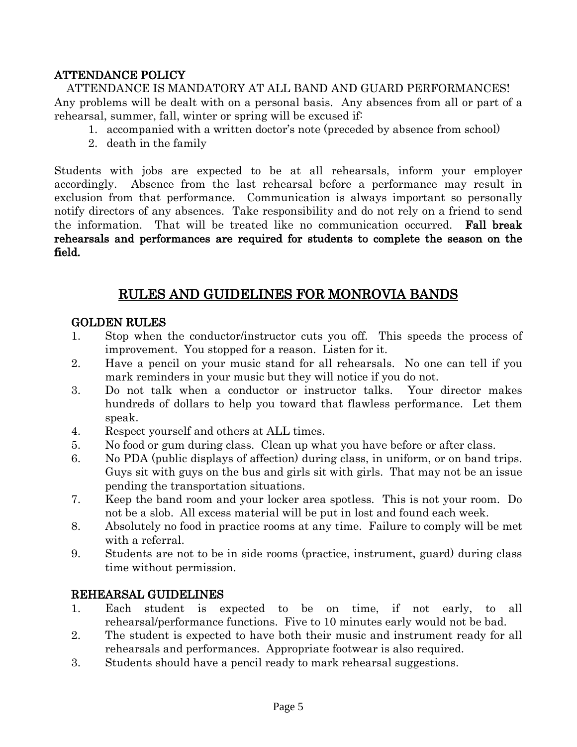## ATTENDANCE POLICY

ATTENDANCE IS MANDATORY AT ALL BAND AND GUARD PERFORMANCES! Any problems will be dealt with on a personal basis. Any absences from all or part of a rehearsal, summer, fall, winter or spring will be excused if:

1. accompanied with a written doctor's note (preceded by absence from school)
2. death in the family

Students with jobs are expected to be at all rehearsals, inform your employer accordingly. Absence from the last rehearsal before a performance may result in exclusion from that performance. Communication is always important so personally notify directors of any absences. Take responsibility and do not rely on a friend to send the information. That will be treated like no communication occurred. **Fall break rehearsals and performances are required for students to complete the season on the field.**

# RULES AND GUIDELINES FOR MONROVIA BANDS

### GOLDEN RULES

1. Stop when the conductor/instructor cuts you off. This speeds the process of improvement. You stopped for a reason. Listen for it.
2. Have a pencil on your music stand for all rehearsals. No one can tell if you mark reminders in your music but they will notice if you do not.
3. Do not talk when a conductor or instructor talks. Your director makes hundreds of dollars to help you toward that flawless performance. Let them speak.
4. Respect yourself and others at ALL times.
5. No food or gum during class. Clean up what you have before or after class.
6. No PDA (public displays of affection) during class, in uniform, or on band trips. Guys sit with guys on the bus and girls sit with girls. That may not be an issue pending the transportation situations.
7. Keep the band room and your locker area spotless. This is not your room. Do not be a slob. All excess material will be put in lost and found each week.
8. Absolutely no food in practice rooms at any time. Failure to comply will be met with a referral.
9. Students are not to be in side rooms (practice, instrument, guard) during class time without permission.

### REHEARSAL GUIDELINES

1. Each student is expected to be on time, if not early, to all rehearsal/performance functions. Five to 10 minutes early would not be bad.
2. The student is expected to have both their music and instrument ready for all rehearsals and performances. Appropriate footwear is also required.
3. Students should have a pencil ready to mark rehearsal suggestions.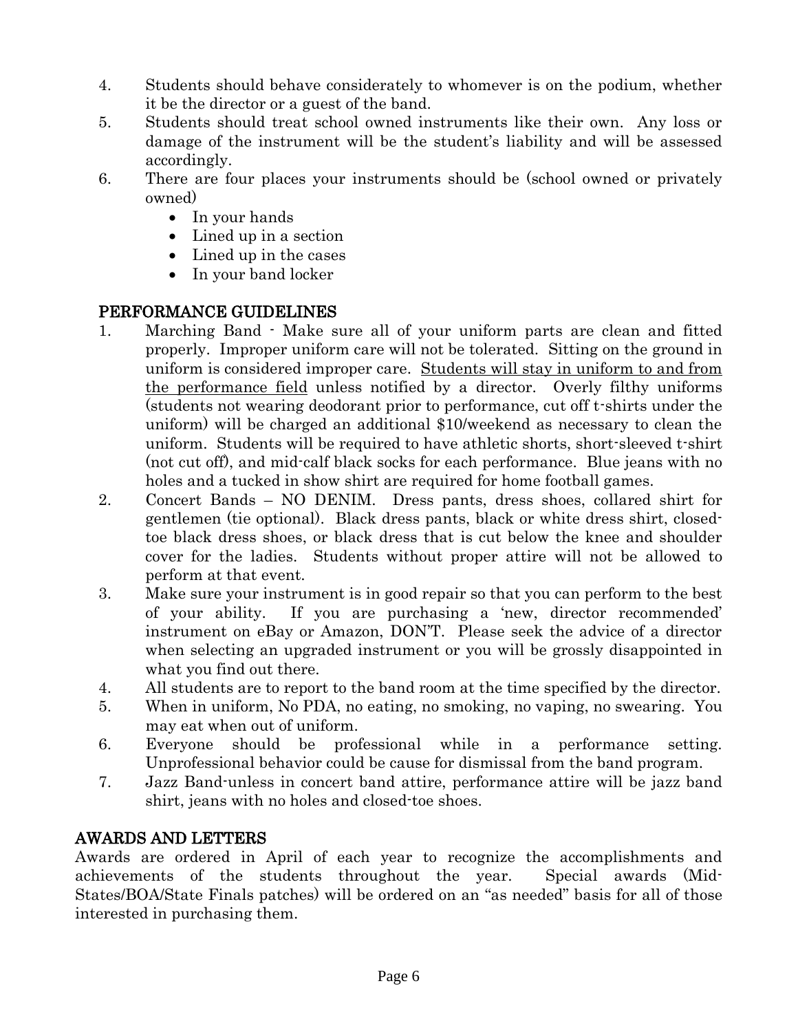4. Students should behave considerately to whomever is on the podium, whether it be the director or a guest of the band.
5. Students should treat school owned instruments like their own. Any loss or damage of the instrument will be the student's liability and will be assessed accordingly.
6. There are four places your instruments should be (school owned or privately owned)
   - In your hands
   - Lined up in a section
   - Lined up in the cases
   - In your band locker

## PERFORMANCE GUIDELINES

1. Marching Band - Make sure all of your uniform parts are clean and fitted properly. Improper uniform care will not be tolerated. Sitting on the ground in uniform is considered improper care. <u>Students will stay in uniform to and from the performance field</u> unless notified by a director. Overly filthy uniforms (students not wearing deodorant prior to performance, cut off t-shirts under the uniform) will be charged an additional $10/weekend as necessary to clean the uniform. Students will be required to have athletic shorts, short-sleeved t-shirt (not cut off), and mid-calf black socks for each performance. Blue jeans with no holes and a tucked in show shirt are required for home football games.
2. Concert Bands – NO DENIM. Dress pants, dress shoes, collared shirt for gentlemen (tie optional). Black dress pants, black or white dress shirt, closed-toe black dress shoes, or black dress that is cut below the knee and shoulder cover for the ladies. Students without proper attire will not be allowed to perform at that event.
3. Make sure your instrument is in good repair so that you can perform to the best of your ability. If you are purchasing a 'new, director recommended' instrument on eBay or Amazon, DON'T. Please seek the advice of a director when selecting an upgraded instrument or you will be grossly disappointed in what you find out there.
4. All students are to report to the band room at the time specified by the director.
5. When in uniform, No PDA, no eating, no smoking, no vaping, no swearing. You may eat when out of uniform.
6. Everyone should be professional while in a performance setting. Unprofessional behavior could be cause for dismissal from the band program.
7. Jazz Band-unless in concert band attire, performance attire will be jazz band shirt, jeans with no holes and closed-toe shoes.

## AWARDS AND LETTERS

Awards are ordered in April of each year to recognize the accomplishments and achievements of the students throughout the year. Special awards (Mid-States/BOA/State Finals patches) will be ordered on an "as needed" basis for all of those interested in purchasing them.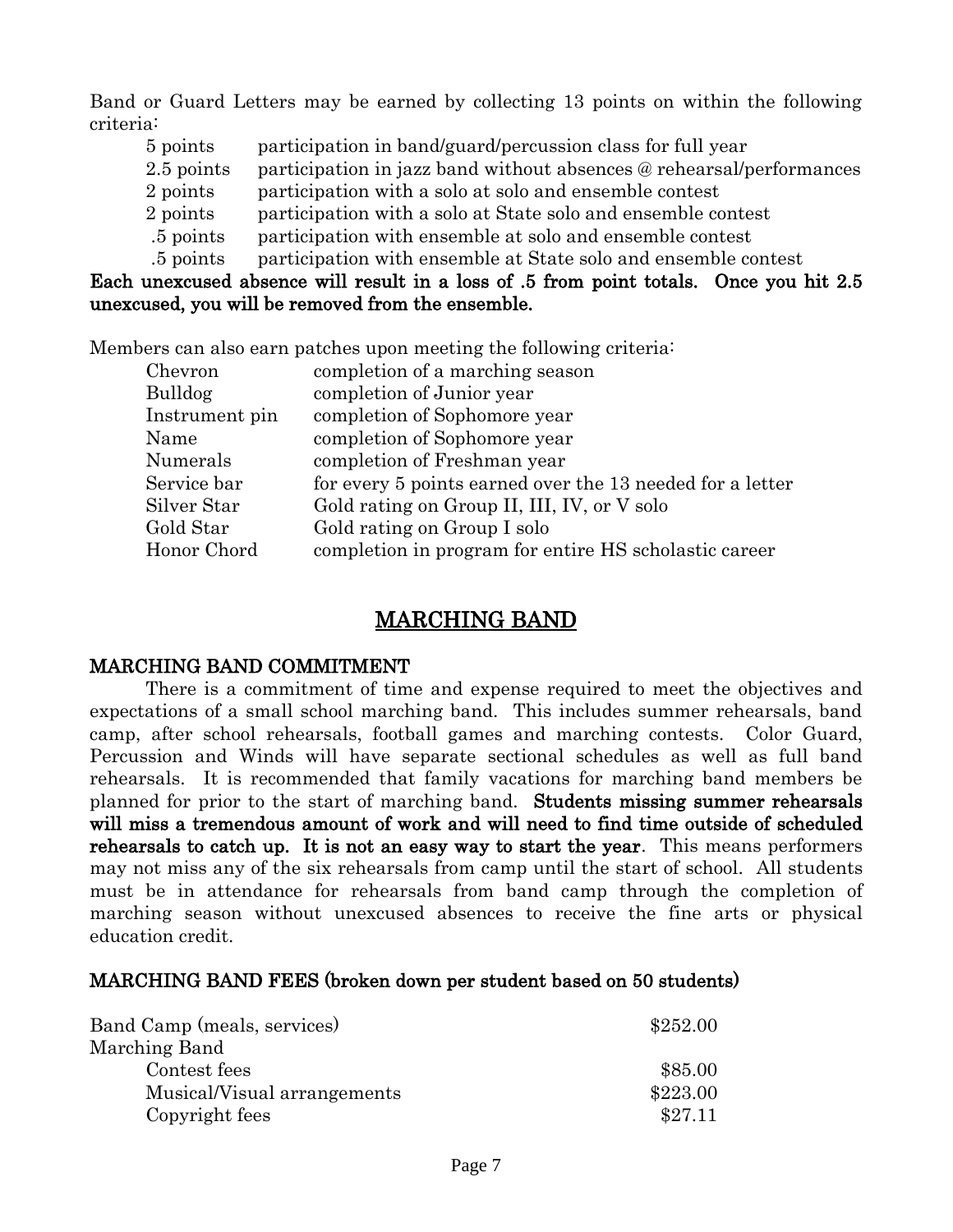Band or Guard Letters may be earned by collecting 13 points on within the following criteria:

| | |
|---|---|
| 5 points | participation in band/guard/percussion class for full year |
| 2.5 points | participation in jazz band without absences @ rehearsal/performances |
| 2 points | participation with a solo at solo and ensemble contest |
| 2 points | participation with a solo at State solo and ensemble contest |
| .5 points | participation with ensemble at solo and ensemble contest |
| .5 points | participation with ensemble at State solo and ensemble contest |

**Each unexcused absence will result in a loss of .5 from point totals. Once you hit 2.5 unexcused, you will be removed from the ensemble.**

Members can also earn patches upon meeting the following criteria:

| | |
|---|---|
| Chevron | completion of a marching season |
| Bulldog | completion of Junior year |
| Instrument pin | completion of Sophomore year |
| Name | completion of Sophomore year |
| Numerals | completion of Freshman year |
| Service bar | for every 5 points earned over the 13 needed for a letter |
| Silver Star | Gold rating on Group II, III, IV, or V solo |
| Gold Star | Gold rating on Group I solo |
| Honor Chord | completion in program for entire HS scholastic career |

# MARCHING BAND

## MARCHING BAND COMMITMENT

There is a commitment of time and expense required to meet the objectives and expectations of a small school marching band. This includes summer rehearsals, band camp, after school rehearsals, football games and marching contests. Color Guard, Percussion and Winds will have separate sectional schedules as well as full band rehearsals. It is recommended that family vacations for marching band members be planned for prior to the start of marching band. **Students missing summer rehearsals will miss a tremendous amount of work and will need to find time outside of scheduled rehearsals to catch up. It is not an easy way to start the year**. This means performers may not miss any of the six rehearsals from camp until the start of school. All students must be in attendance for rehearsals from band camp through the completion of marching season without unexcused absences to receive the fine arts or physical education credit.

## MARCHING BAND FEES (broken down per student based on 50 students)

| | |
|---|---|
| Band Camp (meals, services) | $252.00 |
| Marching Band | |
| Contest fees | $85.00 |
| Musical/Visual arrangements | $223.00 |
| Copyright fees | $27.11 |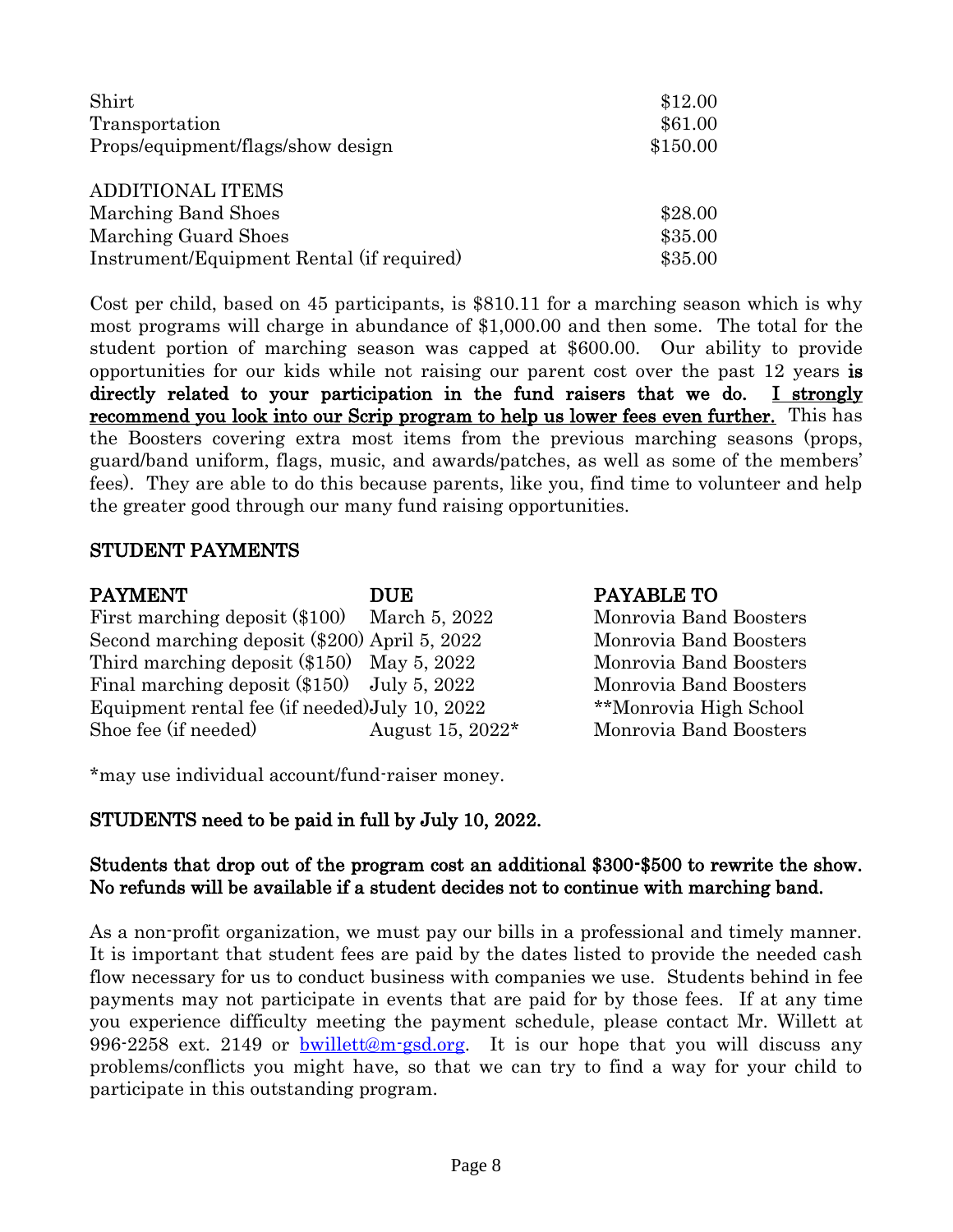| | |
|---|---|
| Shirt | $12.00 |
| Transportation | $61.00 |
| Props/equipment/flags/show design | $150.00 |

| ADDITIONAL ITEMS | |
|---|---|
| Marching Band Shoes | $28.00 |
| Marching Guard Shoes | $35.00 |
| Instrument/Equipment Rental (if required) | $35.00 |

Cost per child, based on 45 participants, is $810.11 for a marching season which is why most programs will charge in abundance of $1,000.00 and then some. The total for the student portion of marching season was capped at $600.00. Our ability to provide opportunities for our kids while not raising our parent cost over the past 12 years **is directly related to your participation in the fund raisers that we do.** <u>**I strongly recommend you look into our Scrip program to help us lower fees even further.**</u> This has the Boosters covering extra most items from the previous marching seasons (props, guard/band uniform, flags, music, and awards/patches, as well as some of the members' fees). They are able to do this because parents, like you, find time to volunteer and help the greater good through our many fund raising opportunities.

## STUDENT PAYMENTS

| PAYMENT | DUE | PAYABLE TO |
|---|---|---|
| First marching deposit ($100) | March 5, 2022 | Monrovia Band Boosters |
| Second marching deposit ($200) | April 5, 2022 | Monrovia Band Boosters |
| Third marching deposit ($150) | May 5, 2022 | Monrovia Band Boosters |
| Final marching deposit ($150) | July 5, 2022 | Monrovia Band Boosters |
| Equipment rental fee (if needed) | July 10, 2022 | **Monrovia High School |
| Shoe fee (if needed) | August 15, 2022* | Monrovia Band Boosters |

*may use individual account/fund-raiser money.

**STUDENTS need to be paid in full by July 10, 2022.**

**Students that drop out of the program cost an additional $300-$500 to rewrite the show. No refunds will be available if a student decides not to continue with marching band.**

As a non-profit organization, we must pay our bills in a professional and timely manner. It is important that student fees are paid by the dates listed to provide the needed cash flow necessary for us to conduct business with companies we use. Students behind in fee payments may not participate in events that are paid for by those fees. If at any time you experience difficulty meeting the payment schedule, please contact Mr. Willett at 996-2258 ext. 2149 or bwillett@m-gsd.org. It is our hope that you will discuss any problems/conflicts you might have, so that we can try to find a way for your child to participate in this outstanding program.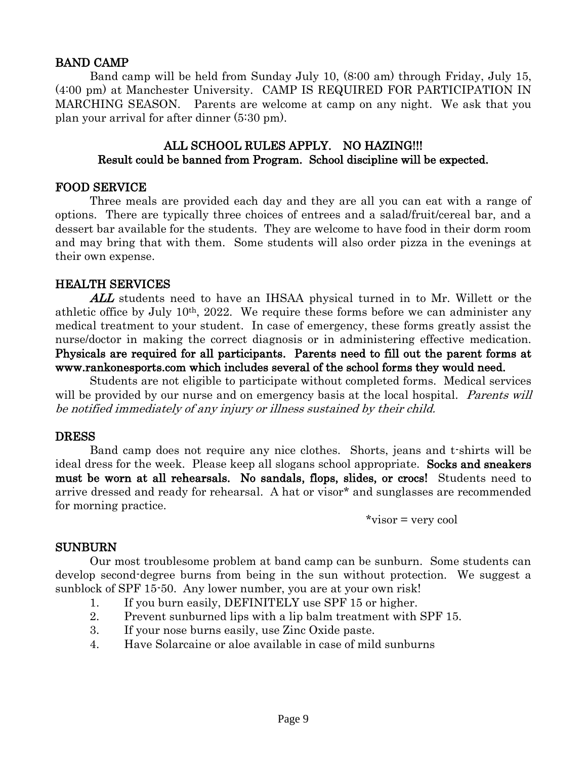## BAND CAMP

Band camp will be held from Sunday July 10, (8:00 am) through Friday, July 15, (4:00 pm) at Manchester University. CAMP IS REQUIRED FOR PARTICIPATION IN MARCHING SEASON. Parents are welcome at camp on any night. We ask that you plan your arrival for after dinner (5:30 pm).

**ALL SCHOOL RULES APPLY. NO HAZING!!!**
**Result could be banned from Program. School discipline will be expected.**

## FOOD SERVICE

Three meals are provided each day and they are all you can eat with a range of options. There are typically three choices of entrees and a salad/fruit/cereal bar, and a dessert bar available for the students. They are welcome to have food in their dorm room and may bring that with them. Some students will also order pizza in the evenings at their own expense.

## HEALTH SERVICES

***ALL*** students need to have an IHSAA physical turned in to Mr. Willett or the athletic office by July 10th, 2022. We require these forms before we can administer any medical treatment to your student. In case of emergency, these forms greatly assist the nurse/doctor in making the correct diagnosis or in administering effective medication. **Physicals are required for all participants. Parents need to fill out the parent forms at www.rankonesports.com which includes several of the school forms they would need.**

Students are not eligible to participate without completed forms. Medical services will be provided by our nurse and on emergency basis at the local hospital. *Parents will be notified immediately of any injury or illness sustained by their child.*

## DRESS

Band camp does not require any nice clothes. Shorts, jeans and t-shirts will be ideal dress for the week. Please keep all slogans school appropriate. **Socks and sneakers must be worn at all rehearsals. No sandals, flops, slides, or crocs!** Students need to arrive dressed and ready for rehearsal. A hat or visor* and sunglasses are recommended for morning practice.

*visor = very cool

## SUNBURN

Our most troublesome problem at band camp can be sunburn. Some students can develop second-degree burns from being in the sun without protection. We suggest a sunblock of SPF 15-50. Any lower number, you are at your own risk!

1. If you burn easily, DEFINITELY use SPF 15 or higher.
2. Prevent sunburned lips with a lip balm treatment with SPF 15.
3. If your nose burns easily, use Zinc Oxide paste.
4. Have Solarcaine or aloe available in case of mild sunburns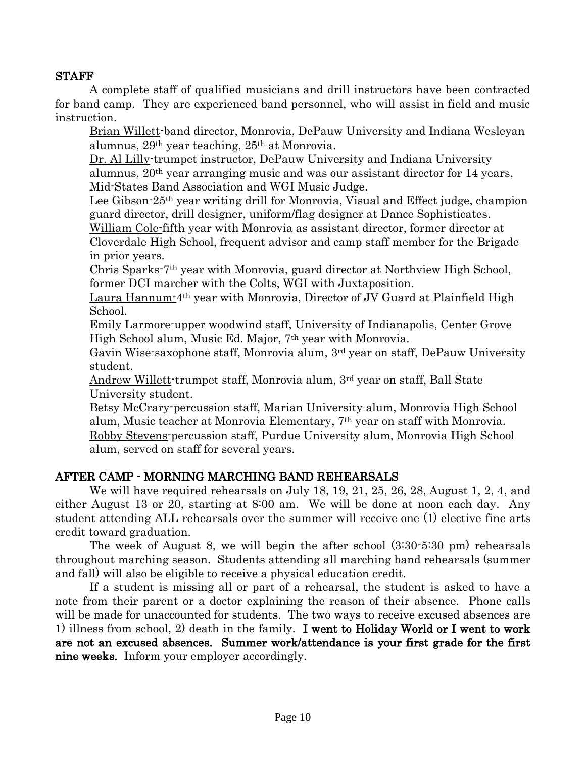## STAFF

A complete staff of qualified musicians and drill instructors have been contracted for band camp. They are experienced band personnel, who will assist in field and music instruction.

<u>Brian Willett</u>-band director, Monrovia, DePauw University and Indiana Wesleyan alumnus, 29th year teaching, 25th at Monrovia.

<u>Dr. Al Lilly</u>-trumpet instructor, DePauw University and Indiana University alumnus, 20th year arranging music and was our assistant director for 14 years, Mid-States Band Association and WGI Music Judge.

<u>Lee Gibson</u>-25th year writing drill for Monrovia, Visual and Effect judge, champion guard director, drill designer, uniform/flag designer at Dance Sophisticates.

<u>William Cole</u>-fifth year with Monrovia as assistant director, former director at Cloverdale High School, frequent advisor and camp staff member for the Brigade in prior years.

<u>Chris Sparks</u>-7th year with Monrovia, guard director at Northview High School, former DCI marcher with the Colts, WGI with Juxtaposition.

<u>Laura Hannum</u>-4th year with Monrovia, Director of JV Guard at Plainfield High School.

<u>Emily Larmore</u>-upper woodwind staff, University of Indianapolis, Center Grove High School alum, Music Ed. Major, 7th year with Monrovia.

<u>Gavin Wise</u>-saxophone staff, Monrovia alum, 3rd year on staff, DePauw University student.

<u>Andrew Willett</u>-trumpet staff, Monrovia alum, 3rd year on staff, Ball State University student.

<u>Betsy McCrary</u>-percussion staff, Marian University alum, Monrovia High School alum, Music teacher at Monrovia Elementary, 7th year on staff with Monrovia.

<u>Robby Stevens</u>-percussion staff, Purdue University alum, Monrovia High School alum, served on staff for several years.

## AFTER CAMP - MORNING MARCHING BAND REHEARSALS

We will have required rehearsals on July 18, 19, 21, 25, 26, 28, August 1, 2, 4, and either August 13 or 20, starting at 8:00 am. We will be done at noon each day. Any student attending ALL rehearsals over the summer will receive one (1) elective fine arts credit toward graduation.

The week of August 8, we will begin the after school (3:30-5:30 pm) rehearsals throughout marching season. Students attending all marching band rehearsals (summer and fall) will also be eligible to receive a physical education credit.

If a student is missing all or part of a rehearsal, the student is asked to have a note from their parent or a doctor explaining the reason of their absence. Phone calls will be made for unaccounted for students. The two ways to receive excused absences are 1) illness from school, 2) death in the family. **I went to Holiday World or I went to work are not an excused absences. Summer work/attendance is your first grade for the first nine weeks.** Inform your employer accordingly.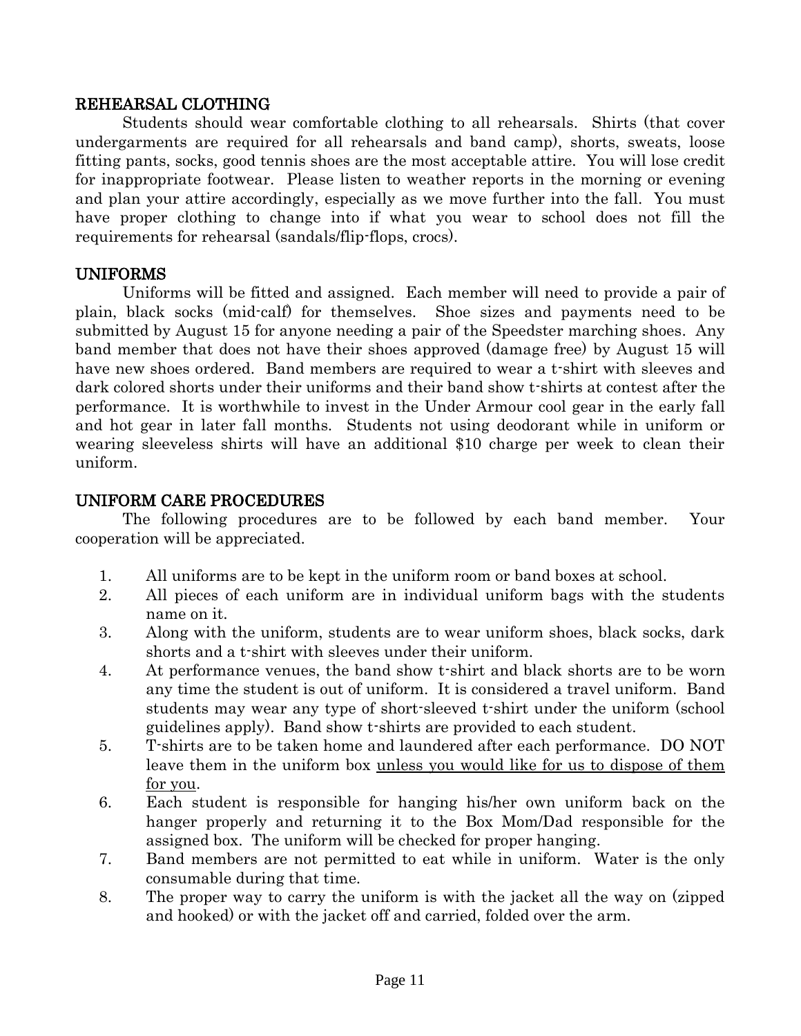## REHEARSAL CLOTHING

Students should wear comfortable clothing to all rehearsals. Shirts (that cover undergarments are required for all rehearsals and band camp), shorts, sweats, loose fitting pants, socks, good tennis shoes are the most acceptable attire. You will lose credit for inappropriate footwear. Please listen to weather reports in the morning or evening and plan your attire accordingly, especially as we move further into the fall. You must have proper clothing to change into if what you wear to school does not fill the requirements for rehearsal (sandals/flip-flops, crocs).

## UNIFORMS

Uniforms will be fitted and assigned. Each member will need to provide a pair of plain, black socks (mid-calf) for themselves. Shoe sizes and payments need to be submitted by August 15 for anyone needing a pair of the Speedster marching shoes. Any band member that does not have their shoes approved (damage free) by August 15 will have new shoes ordered. Band members are required to wear a t-shirt with sleeves and dark colored shorts under their uniforms and their band show t-shirts at contest after the performance. It is worthwhile to invest in the Under Armour cool gear in the early fall and hot gear in later fall months. Students not using deodorant while in uniform or wearing sleeveless shirts will have an additional $10 charge per week to clean their uniform.

## UNIFORM CARE PROCEDURES

The following procedures are to be followed by each band member. Your cooperation will be appreciated.

1. All uniforms are to be kept in the uniform room or band boxes at school.
2. All pieces of each uniform are in individual uniform bags with the students name on it.
3. Along with the uniform, students are to wear uniform shoes, black socks, dark shorts and a t-shirt with sleeves under their uniform.
4. At performance venues, the band show t-shirt and black shorts are to be worn any time the student is out of uniform. It is considered a travel uniform. Band students may wear any type of short-sleeved t-shirt under the uniform (school guidelines apply). Band show t-shirts are provided to each student.
5. T-shirts are to be taken home and laundered after each performance. DO NOT leave them in the uniform box <u>unless you would like for us to dispose of them for you</u>.
6. Each student is responsible for hanging his/her own uniform back on the hanger properly and returning it to the Box Mom/Dad responsible for the assigned box. The uniform will be checked for proper hanging.
7. Band members are not permitted to eat while in uniform. Water is the only consumable during that time.
8. The proper way to carry the uniform is with the jacket all the way on (zipped and hooked) or with the jacket off and carried, folded over the arm.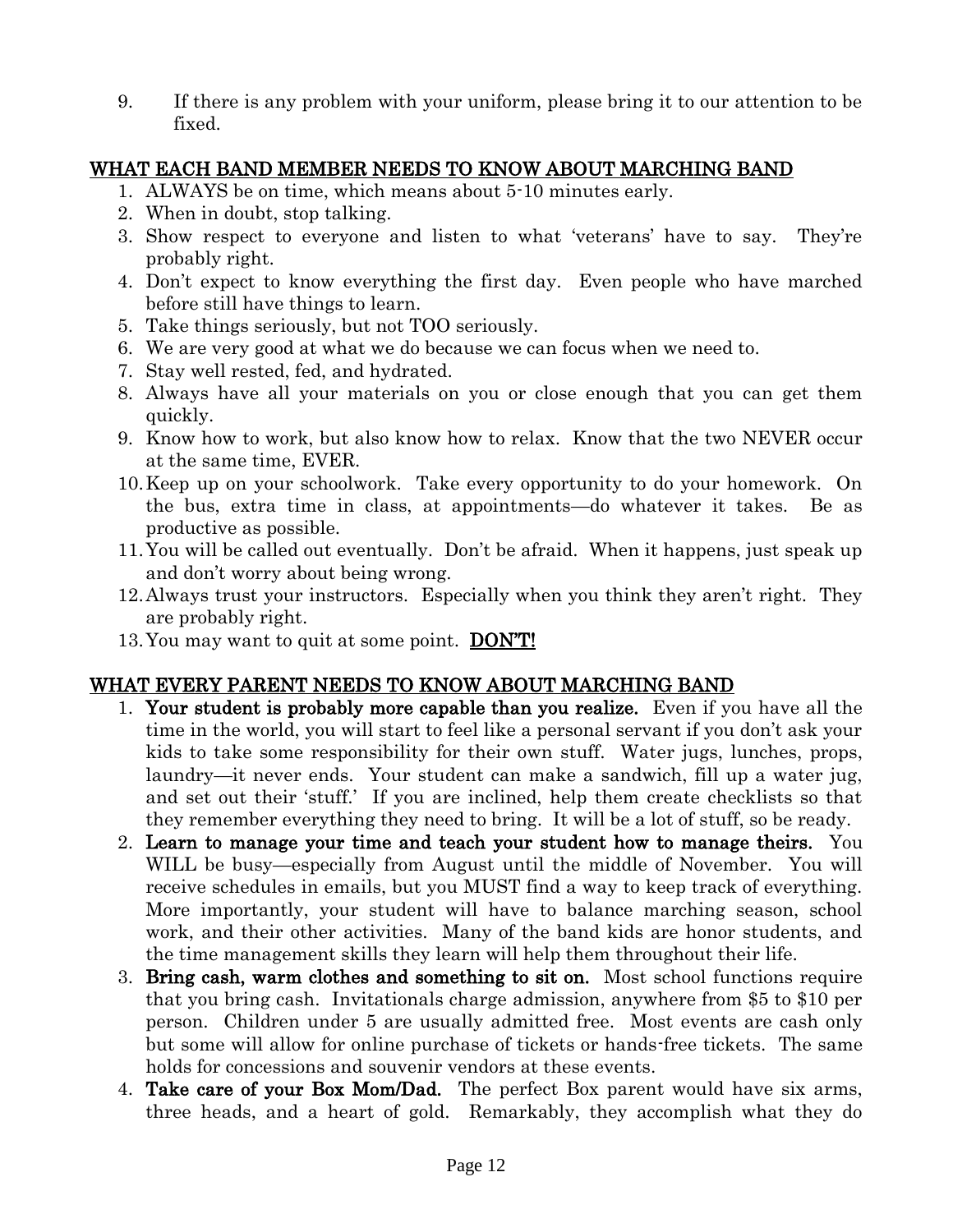9. If there is any problem with your uniform, please bring it to our attention to be fixed.

## WHAT EACH BAND MEMBER NEEDS TO KNOW ABOUT MARCHING BAND

1. ALWAYS be on time, which means about 5-10 minutes early.
2. When in doubt, stop talking.
3. Show respect to everyone and listen to what 'veterans' have to say. They're probably right.
4. Don't expect to know everything the first day. Even people who have marched before still have things to learn.
5. Take things seriously, but not TOO seriously.
6. We are very good at what we do because we can focus when we need to.
7. Stay well rested, fed, and hydrated.
8. Always have all your materials on you or close enough that you can get them quickly.
9. Know how to work, but also know how to relax. Know that the two NEVER occur at the same time, EVER.
10. Keep up on your schoolwork. Take every opportunity to do your homework. On the bus, extra time in class, at appointments—do whatever it takes. Be as productive as possible.
11. You will be called out eventually. Don't be afraid. When it happens, just speak up and don't worry about being wrong.
12. Always trust your instructors. Especially when you think they aren't right. They are probably right.
13. You may want to quit at some point. **DON'T!**

## WHAT EVERY PARENT NEEDS TO KNOW ABOUT MARCHING BAND

1. **Your student is probably more capable than you realize.** Even if you have all the time in the world, you will start to feel like a personal servant if you don't ask your kids to take some responsibility for their own stuff. Water jugs, lunches, props, laundry—it never ends. Your student can make a sandwich, fill up a water jug, and set out their 'stuff.' If you are inclined, help them create checklists so that they remember everything they need to bring. It will be a lot of stuff, so be ready.
2. **Learn to manage your time and teach your student how to manage theirs.** You WILL be busy—especially from August until the middle of November. You will receive schedules in emails, but you MUST find a way to keep track of everything. More importantly, your student will have to balance marching season, school work, and their other activities. Many of the band kids are honor students, and the time management skills they learn will help them throughout their life.
3. **Bring cash, warm clothes and something to sit on.** Most school functions require that you bring cash. Invitationals charge admission, anywhere from $5 to $10 per person. Children under 5 are usually admitted free. Most events are cash only but some will allow for online purchase of tickets or hands-free tickets. The same holds for concessions and souvenir vendors at these events.
4. **Take care of your Box Mom/Dad.** The perfect Box parent would have six arms, three heads, and a heart of gold. Remarkably, they accomplish what they do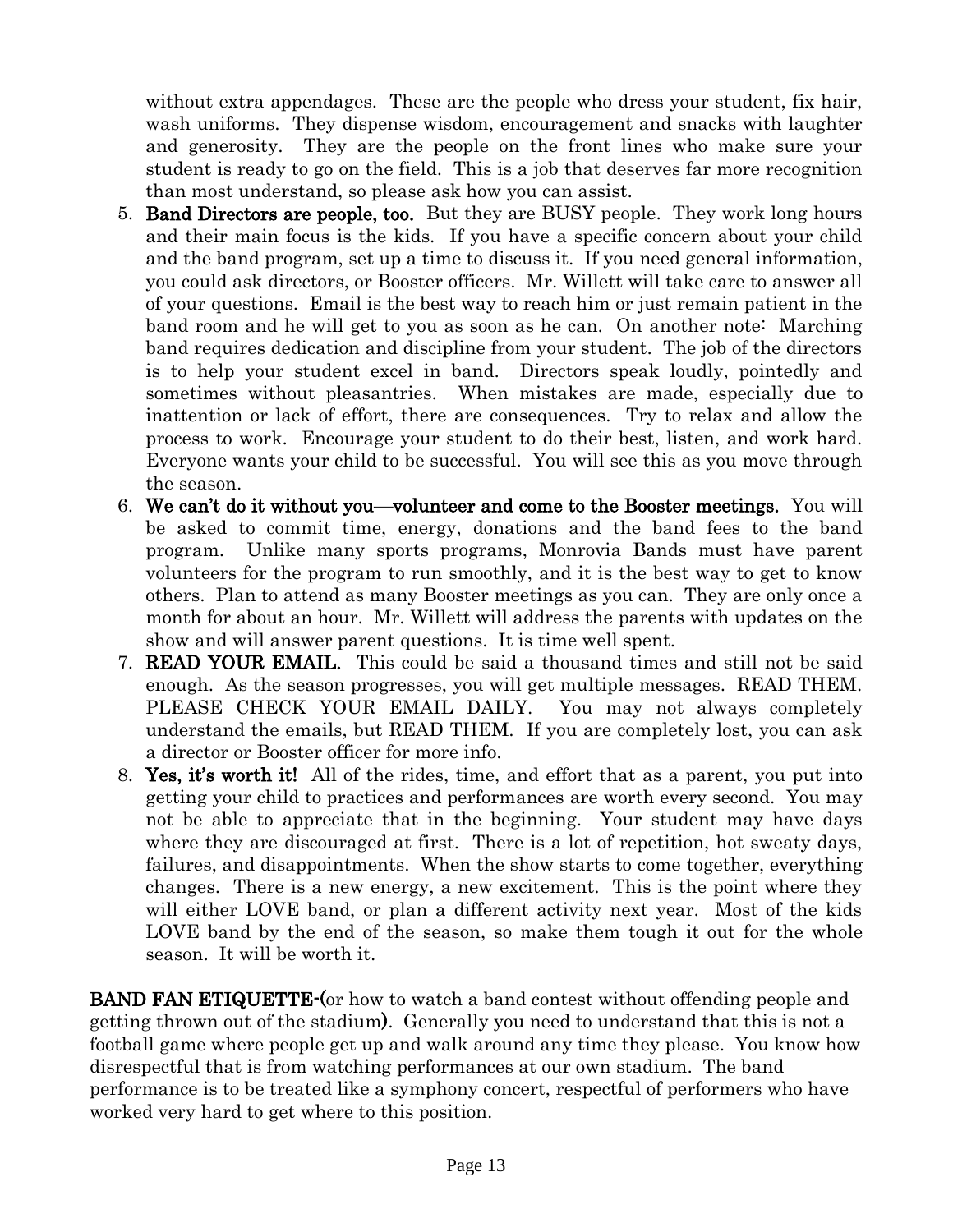without extra appendages. These are the people who dress your student, fix hair, wash uniforms. They dispense wisdom, encouragement and snacks with laughter and generosity. They are the people on the front lines who make sure your student is ready to go on the field. This is a job that deserves far more recognition than most understand, so please ask how you can assist.

5. **Band Directors are people, too.** But they are BUSY people. They work long hours and their main focus is the kids. If you have a specific concern about your child and the band program, set up a time to discuss it. If you need general information, you could ask directors, or Booster officers. Mr. Willett will take care to answer all of your questions. Email is the best way to reach him or just remain patient in the band room and he will get to you as soon as he can. On another note: Marching band requires dedication and discipline from your student. The job of the directors is to help your student excel in band. Directors speak loudly, pointedly and sometimes without pleasantries. When mistakes are made, especially due to inattention or lack of effort, there are consequences. Try to relax and allow the process to work. Encourage your student to do their best, listen, and work hard. Everyone wants your child to be successful. You will see this as you move through the season.
6. **We can't do it without you—volunteer and come to the Booster meetings.** You will be asked to commit time, energy, donations and the band fees to the band program. Unlike many sports programs, Monrovia Bands must have parent volunteers for the program to run smoothly, and it is the best way to get to know others. Plan to attend as many Booster meetings as you can. They are only once a month for about an hour. Mr. Willett will address the parents with updates on the show and will answer parent questions. It is time well spent.
7. **READ YOUR EMAIL.** This could be said a thousand times and still not be said enough. As the season progresses, you will get multiple messages. READ THEM. PLEASE CHECK YOUR EMAIL DAILY. You may not always completely understand the emails, but READ THEM. If you are completely lost, you can ask a director or Booster officer for more info.
8. **Yes, it's worth it!** All of the rides, time, and effort that as a parent, you put into getting your child to practices and performances are worth every second. You may not be able to appreciate that in the beginning. Your student may have days where they are discouraged at first. There is a lot of repetition, hot sweaty days, failures, and disappointments. When the show starts to come together, everything changes. There is a new energy, a new excitement. This is the point where they will either LOVE band, or plan a different activity next year. Most of the kids LOVE band by the end of the season, so make them tough it out for the whole season. It will be worth it.

**BAND FAN ETIQUETTE-(**or how to watch a band contest without offending people and getting thrown out of the stadium**)**. Generally you need to understand that this is not a football game where people get up and walk around any time they please. You know how disrespectful that is from watching performances at our own stadium. The band performance is to be treated like a symphony concert, respectful of performers who have worked very hard to get where to this position.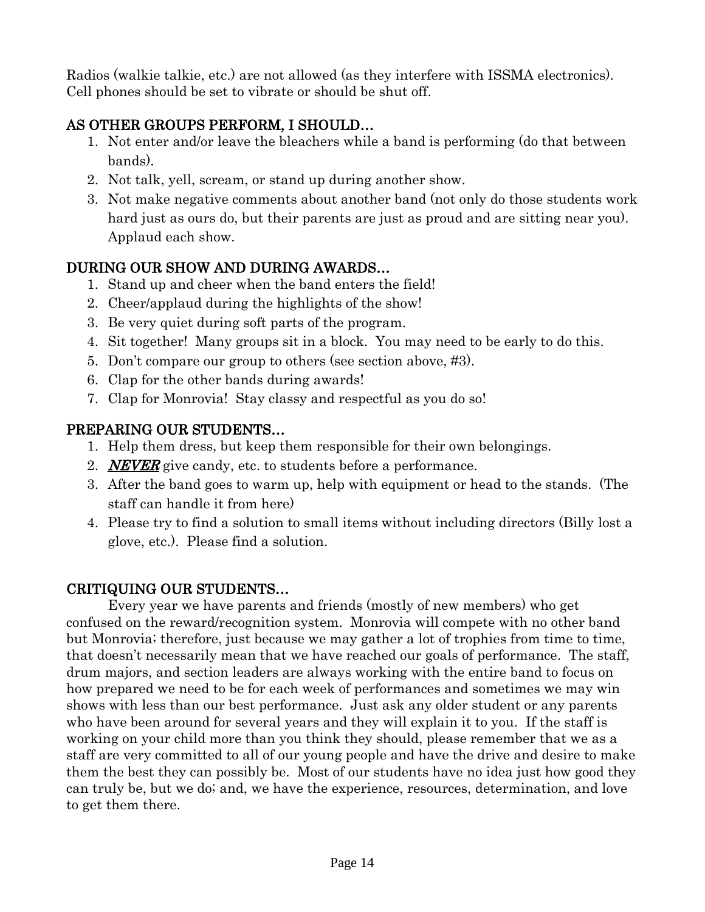Radios (walkie talkie, etc.) are not allowed (as they interfere with ISSMA electronics). Cell phones should be set to vibrate or should be shut off.

## AS OTHER GROUPS PERFORM, I SHOULD…

1. Not enter and/or leave the bleachers while a band is performing (do that between bands).
2. Not talk, yell, scream, or stand up during another show.
3. Not make negative comments about another band (not only do those students work hard just as ours do, but their parents are just as proud and are sitting near you). Applaud each show.

## DURING OUR SHOW AND DURING AWARDS…

1. Stand up and cheer when the band enters the field!
2. Cheer/applaud during the highlights of the show!
3. Be very quiet during soft parts of the program.
4. Sit together! Many groups sit in a block. You may need to be early to do this.
5. Don't compare our group to others (see section above, #3).
6. Clap for the other bands during awards!
7. Clap for Monrovia! Stay classy and respectful as you do so!

## PREPARING OUR STUDENTS…

1. Help them dress, but keep them responsible for their own belongings.
2. ***NEVER*** give candy, etc. to students before a performance.
3. After the band goes to warm up, help with equipment or head to the stands. (The staff can handle it from here)
4. Please try to find a solution to small items without including directors (Billy lost a glove, etc.). Please find a solution.

## CRITIQUING OUR STUDENTS…

Every year we have parents and friends (mostly of new members) who get confused on the reward/recognition system. Monrovia will compete with no other band but Monrovia; therefore, just because we may gather a lot of trophies from time to time, that doesn't necessarily mean that we have reached our goals of performance. The staff, drum majors, and section leaders are always working with the entire band to focus on how prepared we need to be for each week of performances and sometimes we may win shows with less than our best performance. Just ask any older student or any parents who have been around for several years and they will explain it to you. If the staff is working on your child more than you think they should, please remember that we as a staff are very committed to all of our young people and have the drive and desire to make them the best they can possibly be. Most of our students have no idea just how good they can truly be, but we do; and, we have the experience, resources, determination, and love to get them there.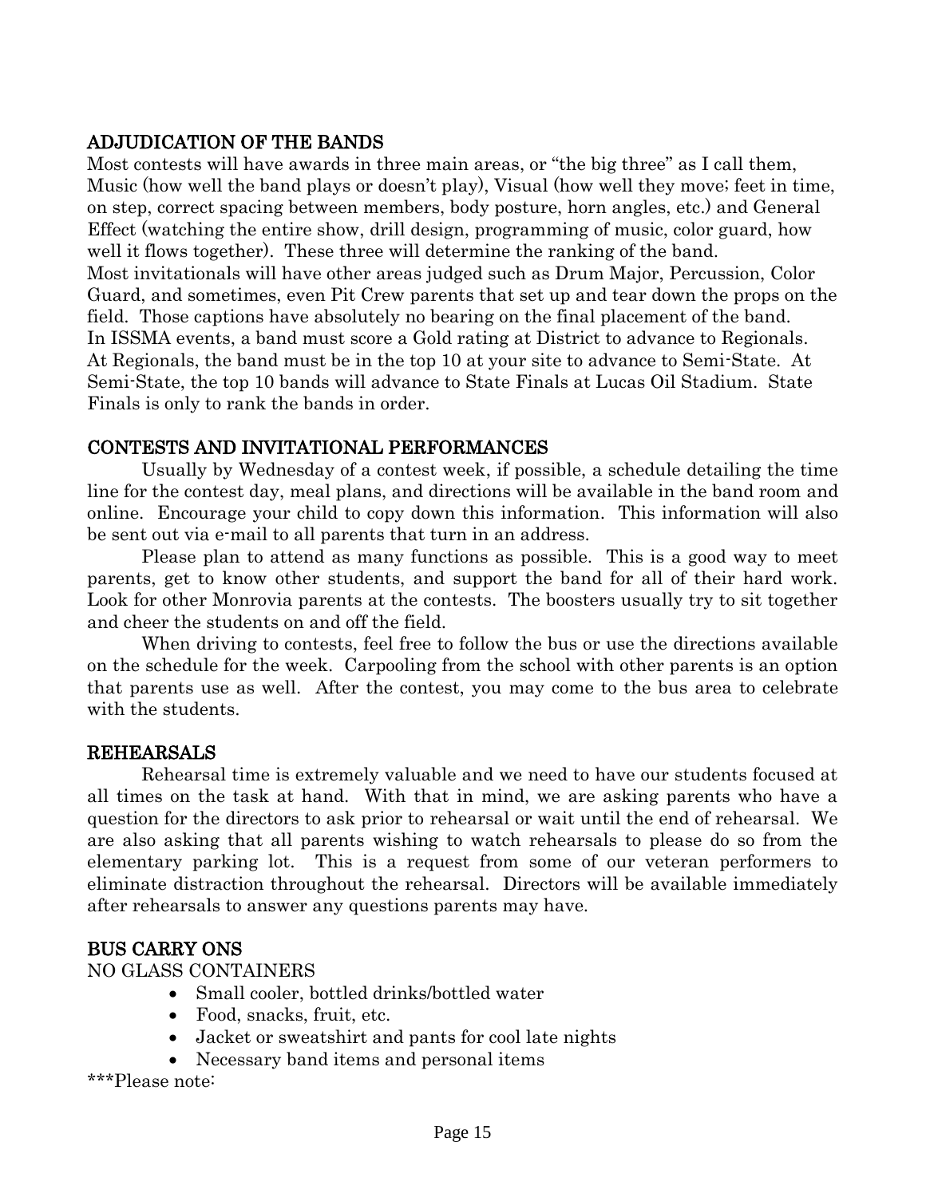## ADJUDICATION OF THE BANDS

Most contests will have awards in three main areas, or "the big three" as I call them, Music (how well the band plays or doesn't play), Visual (how well they move; feet in time, on step, correct spacing between members, body posture, horn angles, etc.) and General Effect (watching the entire show, drill design, programming of music, color guard, how well it flows together). These three will determine the ranking of the band.

Most invitationals will have other areas judged such as Drum Major, Percussion, Color Guard, and sometimes, even Pit Crew parents that set up and tear down the props on the field. Those captions have absolutely no bearing on the final placement of the band.

In ISSMA events, a band must score a Gold rating at District to advance to Regionals. At Regionals, the band must be in the top 10 at your site to advance to Semi-State. At Semi-State, the top 10 bands will advance to State Finals at Lucas Oil Stadium. State Finals is only to rank the bands in order.

## CONTESTS AND INVITATIONAL PERFORMANCES

Usually by Wednesday of a contest week, if possible, a schedule detailing the time line for the contest day, meal plans, and directions will be available in the band room and online. Encourage your child to copy down this information. This information will also be sent out via e-mail to all parents that turn in an address.

Please plan to attend as many functions as possible. This is a good way to meet parents, get to know other students, and support the band for all of their hard work. Look for other Monrovia parents at the contests. The boosters usually try to sit together and cheer the students on and off the field.

When driving to contests, feel free to follow the bus or use the directions available on the schedule for the week. Carpooling from the school with other parents is an option that parents use as well. After the contest, you may come to the bus area to celebrate with the students.

## REHEARSALS

Rehearsal time is extremely valuable and we need to have our students focused at all times on the task at hand. With that in mind, we are asking parents who have a question for the directors to ask prior to rehearsal or wait until the end of rehearsal. We are also asking that all parents wishing to watch rehearsals to please do so from the elementary parking lot. This is a request from some of our veteran performers to eliminate distraction throughout the rehearsal. Directors will be available immediately after rehearsals to answer any questions parents may have.

## BUS CARRY ONS

NO GLASS CONTAINERS

- Small cooler, bottled drinks/bottled water
- Food, snacks, fruit, etc.
- Jacket or sweatshirt and pants for cool late nights
- Necessary band items and personal items

***Please note: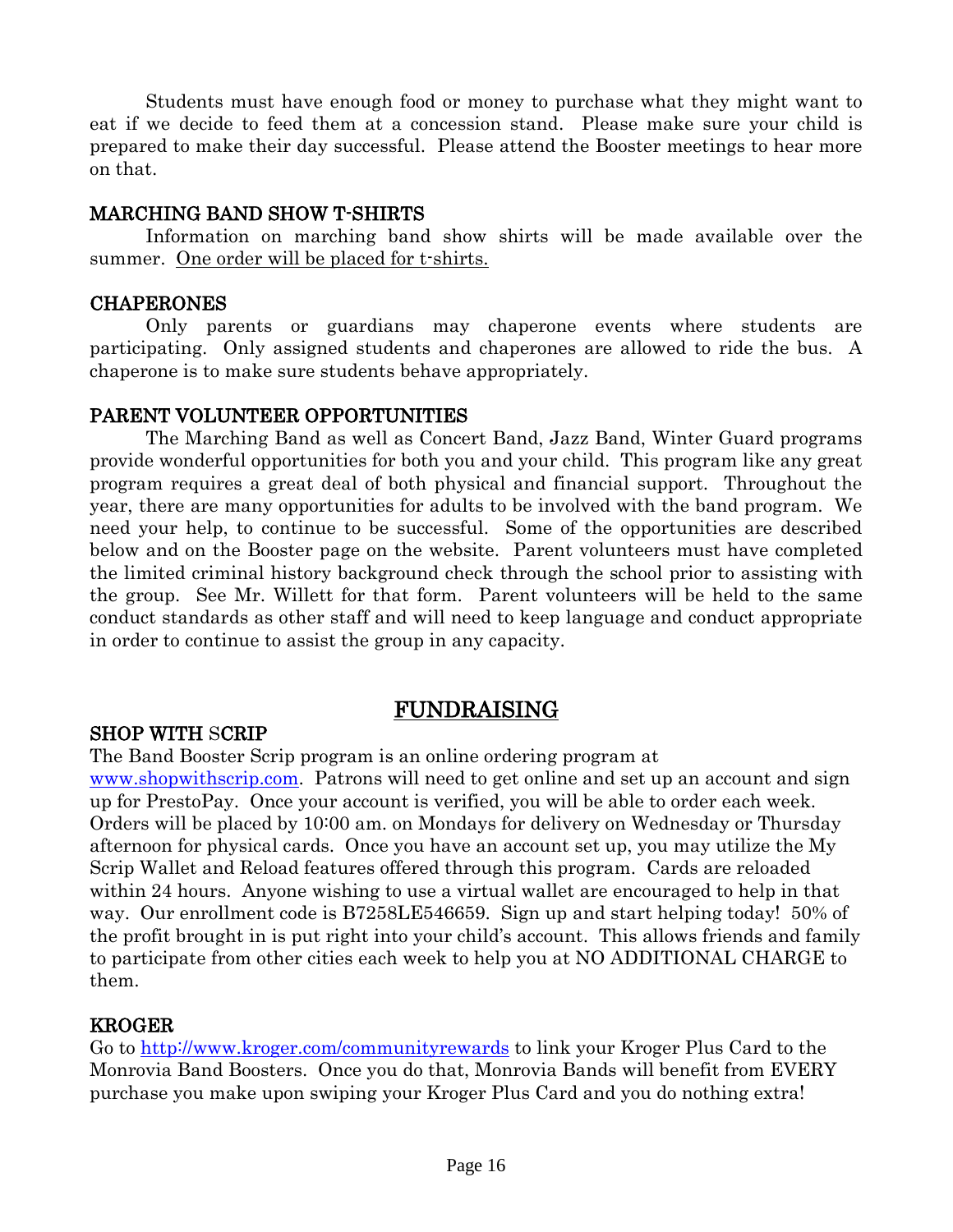Students must have enough food or money to purchase what they might want to eat if we decide to feed them at a concession stand. Please make sure your child is prepared to make their day successful. Please attend the Booster meetings to hear more on that.

### MARCHING BAND SHOW T-SHIRTS

Information on marching band show shirts will be made available over the summer. One order will be placed for t-shirts.

### CHAPERONES

Only parents or guardians may chaperone events where students are participating. Only assigned students and chaperones are allowed to ride the bus. A chaperone is to make sure students behave appropriately.

### PARENT VOLUNTEER OPPORTUNITIES

The Marching Band as well as Concert Band, Jazz Band, Winter Guard programs provide wonderful opportunities for both you and your child. This program like any great program requires a great deal of both physical and financial support. Throughout the year, there are many opportunities for adults to be involved with the band program. We need your help, to continue to be successful. Some of the opportunities are described below and on the Booster page on the website. Parent volunteers must have completed the limited criminal history background check through the school prior to assisting with the group. See Mr. Willett for that form. Parent volunteers will be held to the same conduct standards as other staff and will need to keep language and conduct appropriate in order to continue to assist the group in any capacity.

## FUNDRAISING

### SHOP WITH SCRIP

The Band Booster Scrip program is an online ordering program at www.shopwithscrip.com. Patrons will need to get online and set up an account and sign up for PrestoPay. Once your account is verified, you will be able to order each week. Orders will be placed by 10:00 am. on Mondays for delivery on Wednesday or Thursday afternoon for physical cards. Once you have an account set up, you may utilize the My Scrip Wallet and Reload features offered through this program. Cards are reloaded within 24 hours. Anyone wishing to use a virtual wallet are encouraged to help in that way. Our enrollment code is B7258LE546659. Sign up and start helping today! 50% of the profit brought in is put right into your child's account. This allows friends and family to participate from other cities each week to help you at NO ADDITIONAL CHARGE to them.

### KROGER

Go to http://www.kroger.com/communityrewards to link your Kroger Plus Card to the Monrovia Band Boosters. Once you do that, Monrovia Bands will benefit from EVERY purchase you make upon swiping your Kroger Plus Card and you do nothing extra!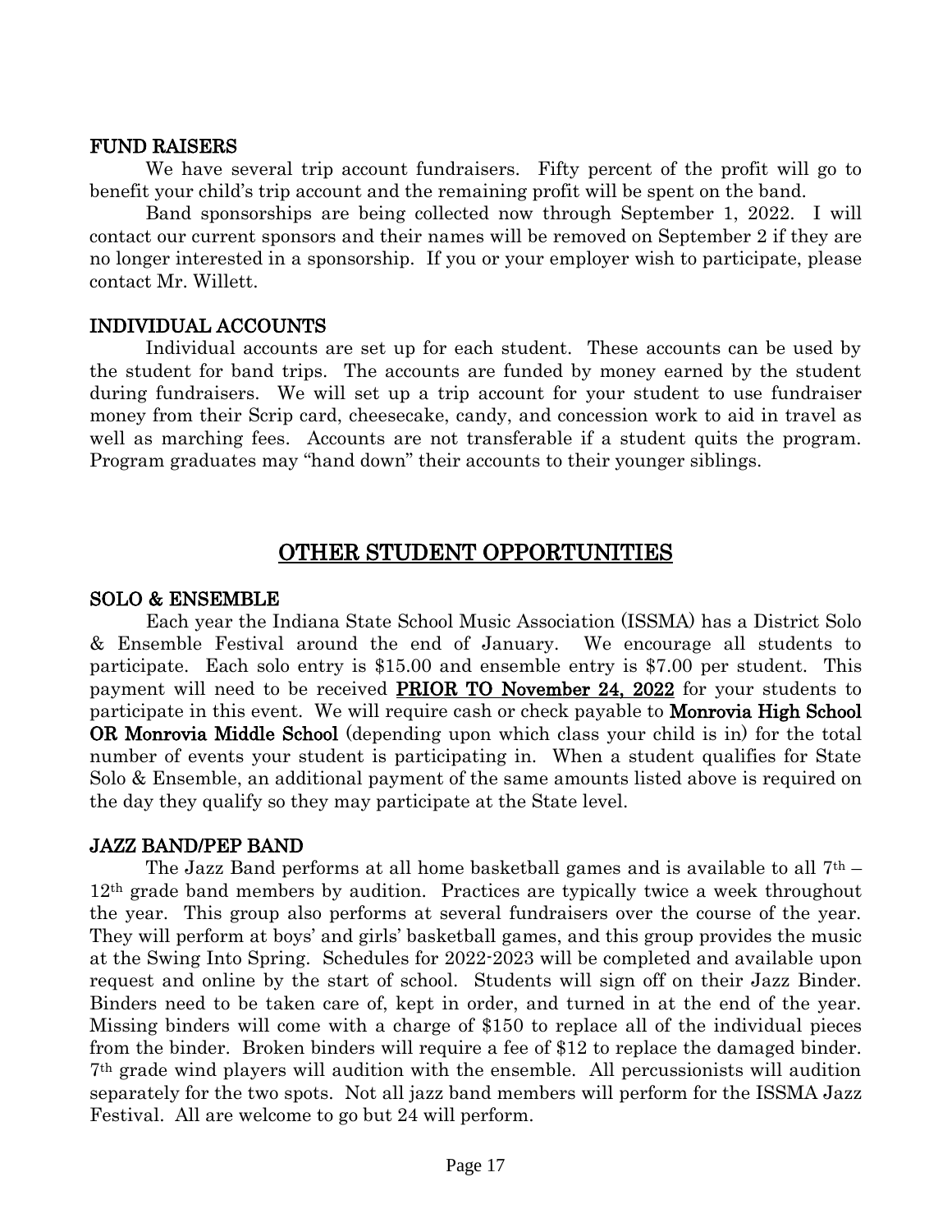### FUND RAISERS

We have several trip account fundraisers. Fifty percent of the profit will go to benefit your child's trip account and the remaining profit will be spent on the band.

Band sponsorships are being collected now through September 1, 2022. I will contact our current sponsors and their names will be removed on September 2 if they are no longer interested in a sponsorship. If you or your employer wish to participate, please contact Mr. Willett.

### INDIVIDUAL ACCOUNTS

Individual accounts are set up for each student. These accounts can be used by the student for band trips. The accounts are funded by money earned by the student during fundraisers. We will set up a trip account for your student to use fundraiser money from their Scrip card, cheesecake, candy, and concession work to aid in travel as well as marching fees. Accounts are not transferable if a student quits the program. Program graduates may "hand down" their accounts to their younger siblings.

## OTHER STUDENT OPPORTUNITIES

### SOLO & ENSEMBLE

Each year the Indiana State School Music Association (ISSMA) has a District Solo & Ensemble Festival around the end of January. We encourage all students to participate. Each solo entry is $15.00 and ensemble entry is $7.00 per student. This payment will need to be received **PRIOR TO November 24, 2022** for your students to participate in this event. We will require cash or check payable to **Monrovia High School OR Monrovia Middle School** (depending upon which class your child is in) for the total number of events your student is participating in. When a student qualifies for State Solo & Ensemble, an additional payment of the same amounts listed above is required on the day they qualify so they may participate at the State level.

### JAZZ BAND/PEP BAND

The Jazz Band performs at all home basketball games and is available to all 7th – 12th grade band members by audition. Practices are typically twice a week throughout the year. This group also performs at several fundraisers over the course of the year. They will perform at boys' and girls' basketball games, and this group provides the music at the Swing Into Spring. Schedules for 2022-2023 will be completed and available upon request and online by the start of school. Students will sign off on their Jazz Binder. Binders need to be taken care of, kept in order, and turned in at the end of the year. Missing binders will come with a charge of $150 to replace all of the individual pieces from the binder. Broken binders will require a fee of $12 to replace the damaged binder. 7th grade wind players will audition with the ensemble. All percussionists will audition separately for the two spots. Not all jazz band members will perform for the ISSMA Jazz Festival. All are welcome to go but 24 will perform.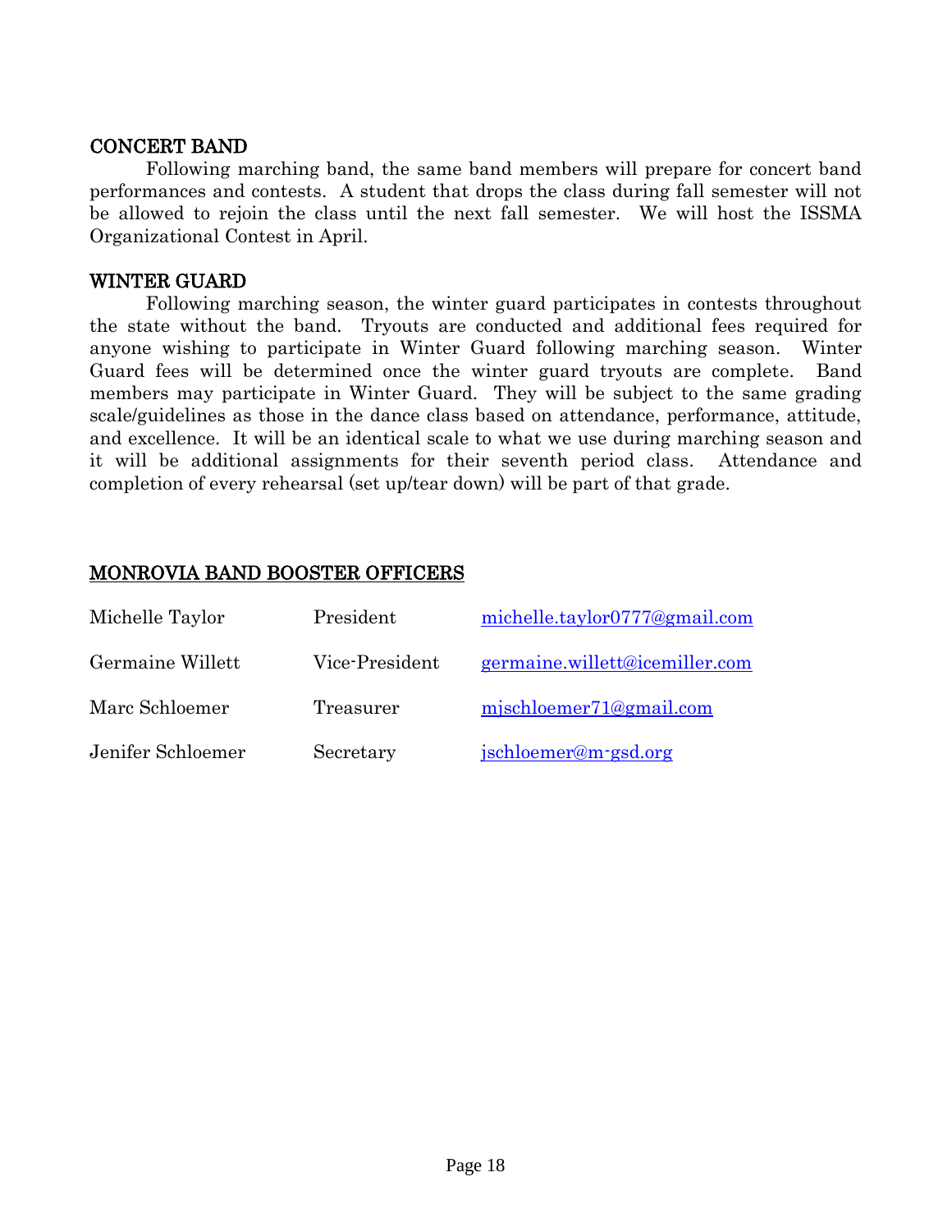## CONCERT BAND

Following marching band, the same band members will prepare for concert band performances and contests. A student that drops the class during fall semester will not be allowed to rejoin the class until the next fall semester. We will host the ISSMA Organizational Contest in April.

## WINTER GUARD

Following marching season, the winter guard participates in contests throughout the state without the band. Tryouts are conducted and additional fees required for anyone wishing to participate in Winter Guard following marching season. Winter Guard fees will be determined once the winter guard tryouts are complete. Band members may participate in Winter Guard. They will be subject to the same grading scale/guidelines as those in the dance class based on attendance, performance, attitude, and excellence. It will be an identical scale to what we use during marching season and it will be additional assignments for their seventh period class. Attendance and completion of every rehearsal (set up/tear down) will be part of that grade.

## MONROVIA BAND BOOSTER OFFICERS

| | | |
|---|---|---|
| Michelle Taylor | President | michelle.taylor0777@gmail.com |
| Germaine Willett | Vice-President | germaine.willett@icemiller.com |
| Marc Schloemer | Treasurer | mjschloemer71@gmail.com |
| Jenifer Schloemer | Secretary | jschloemer@m-gsd.org |